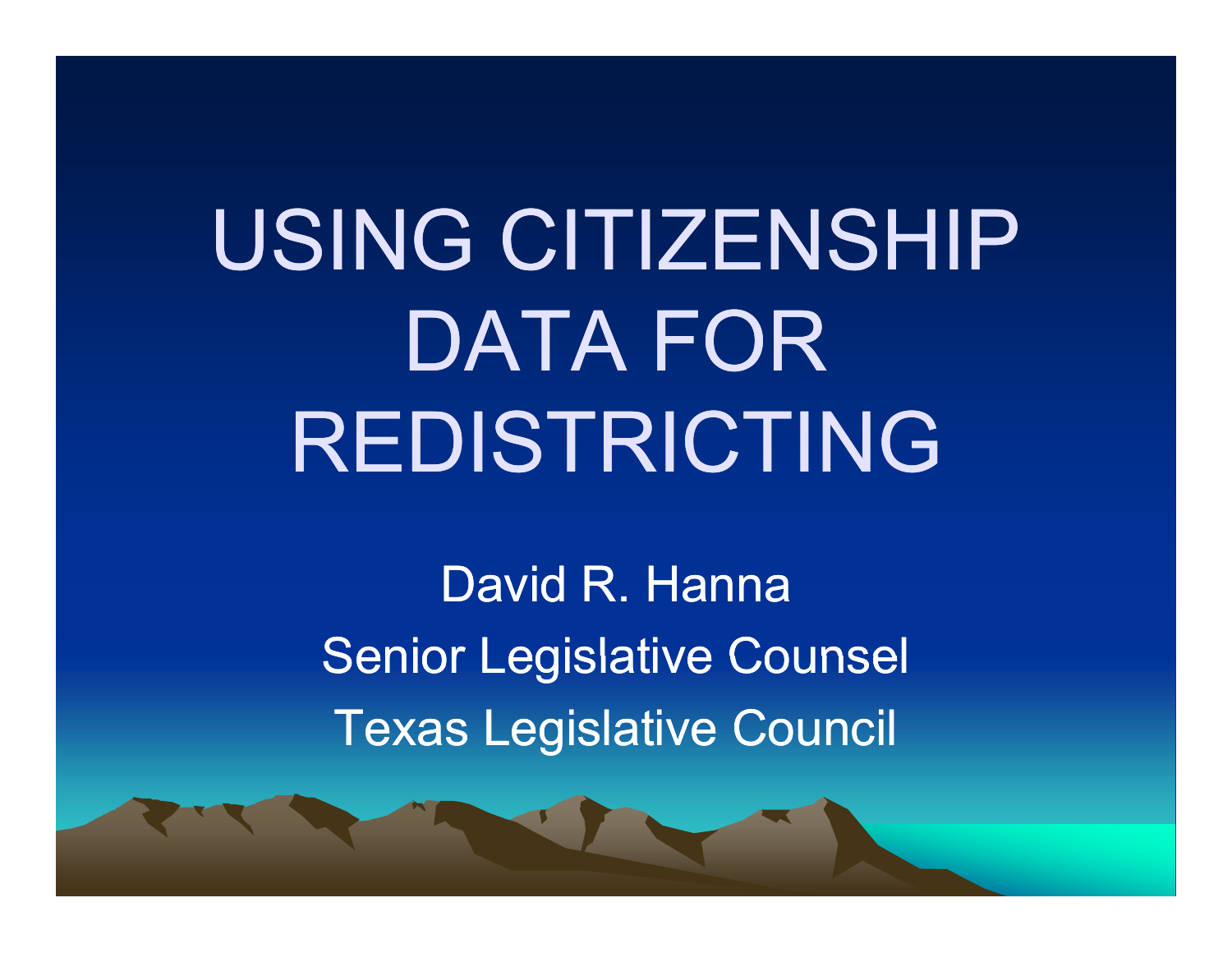# USING CITIZENSHIP DATA FOR REDISTRICTING

David R. Hanna

Senior Legislative Counsel

Texas Legislative Council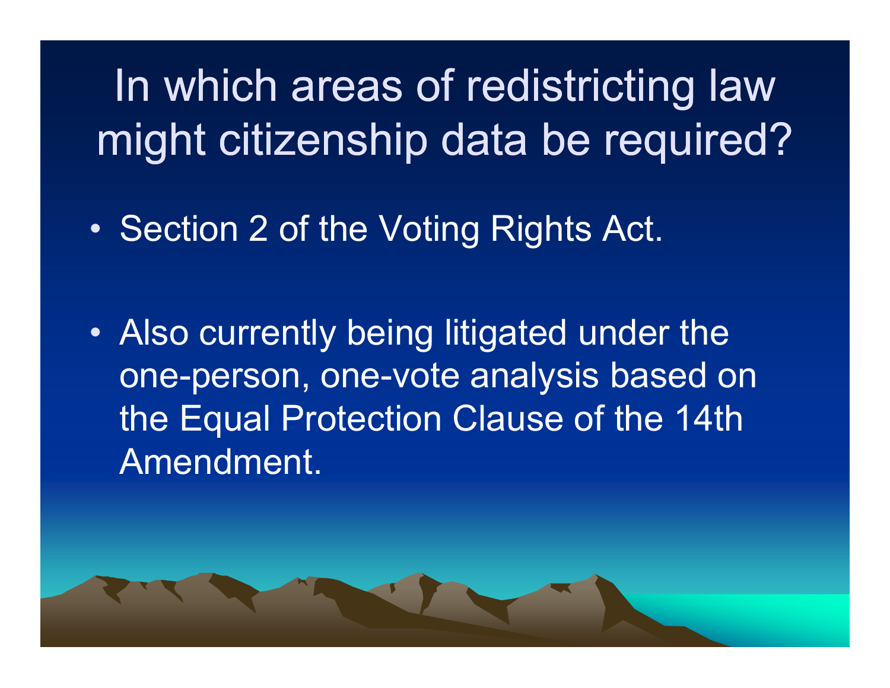# In which areas of redistricting law might citizenship data be required?

- Section 2 of the Voting Rights Act.
- Also currently being litigated under the one-person, one-vote analysis based on the Equal Protection Clause of the 14th Amendment.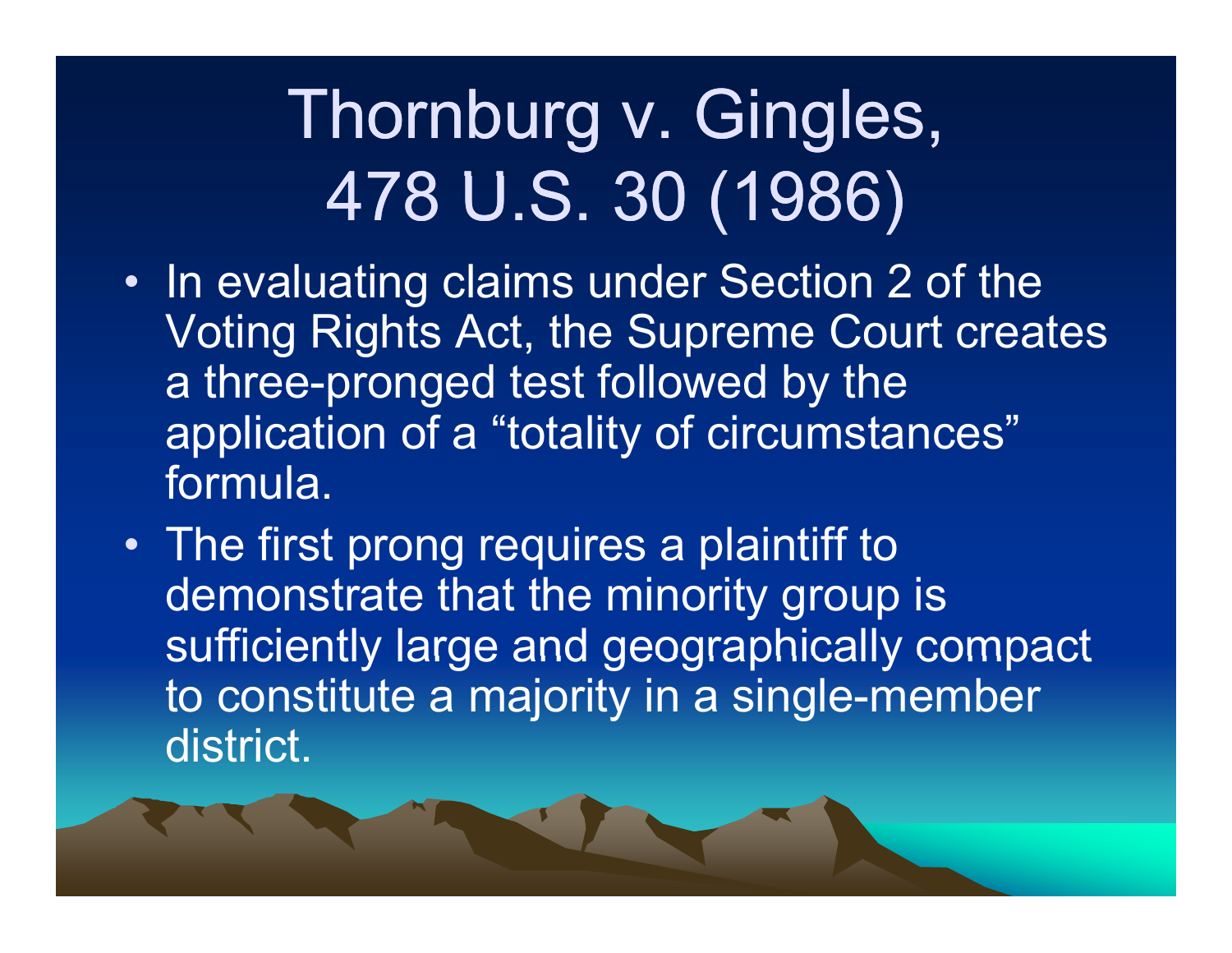# Thornburg v. Gingles, 478 U.S. 30 (1986)

- In evaluating claims under Section 2 of the Voting Rights Act, the Supreme Court creates a three-pronged test followed by the application of a "totality of circumstances" formula.
- The first prong requires a plaintiff to demonstrate that the minority group is sufficiently large and geographically compact to constitute a majority in a single-member district.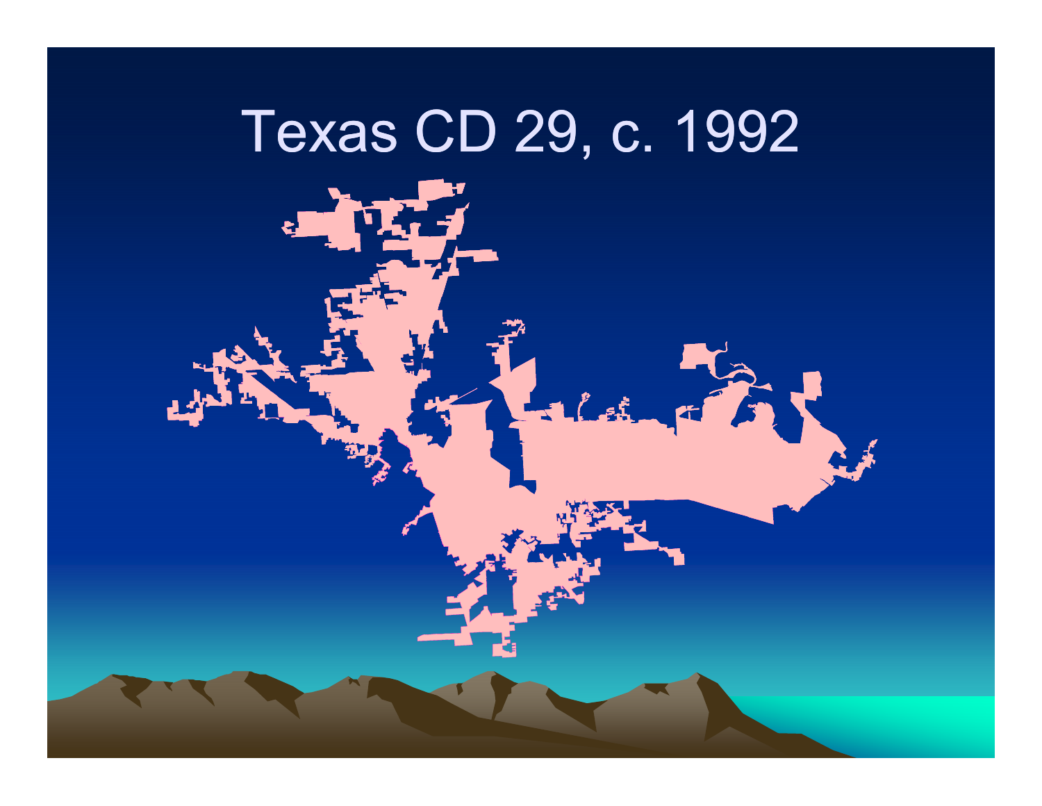# Texas CD 29, c. 1992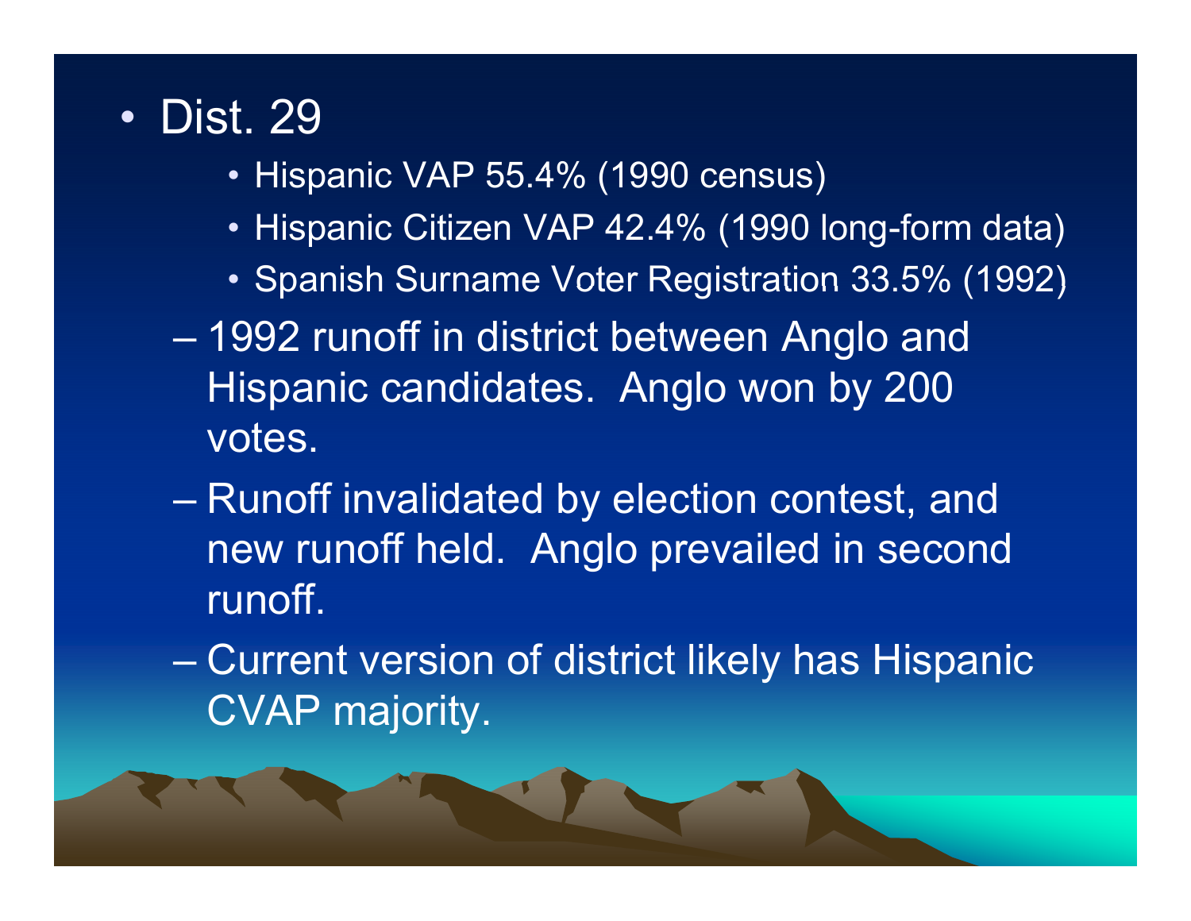- Dist. 29
  - Hispanic VAP 55.4% (1990 census)
  - Hispanic Citizen VAP 42.4% (1990 long-form data)
  - Spanish Surname Voter Registration 33.5% (1992)

  – 1992 runoff in district between Anglo and Hispanic candidates. Anglo won by 200 votes.

  – Runoff invalidated by election contest, and new runoff held. Anglo prevailed in second runoff.

  – Current version of district likely has Hispanic CVAP majority.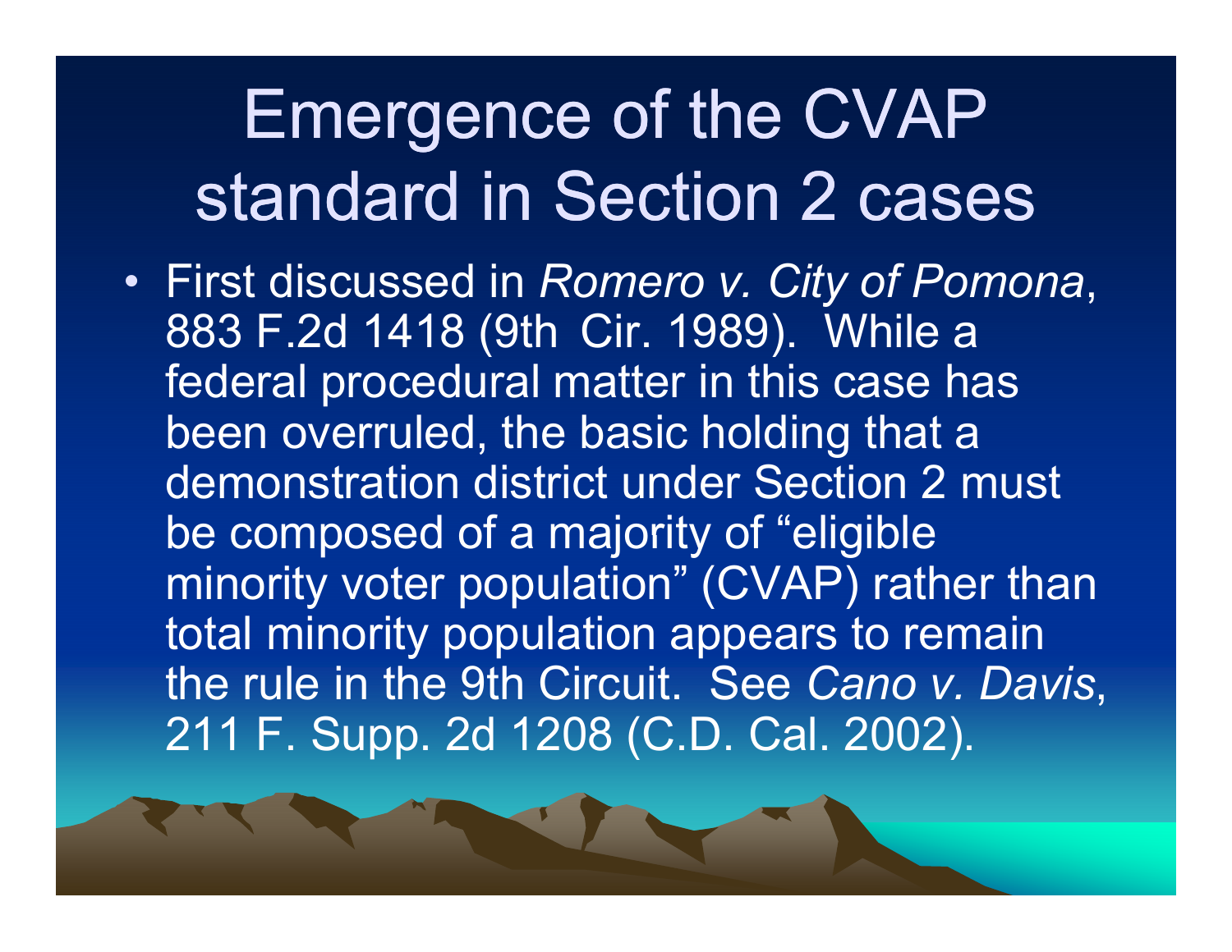# Emergence of the CVAP standard in Section 2 cases

- First discussed in *Romero v. City of Pomona*, 883 F.2d 1418 (9th Cir. 1989). While a federal procedural matter in this case has been overruled, the basic holding that a demonstration district under Section 2 must be composed of a majority of "eligible minority voter population" (CVAP) rather than total minority population appears to remain the rule in the 9th Circuit. See *Cano v. Davis*, 211 F. Supp. 2d 1208 (C.D. Cal. 2002).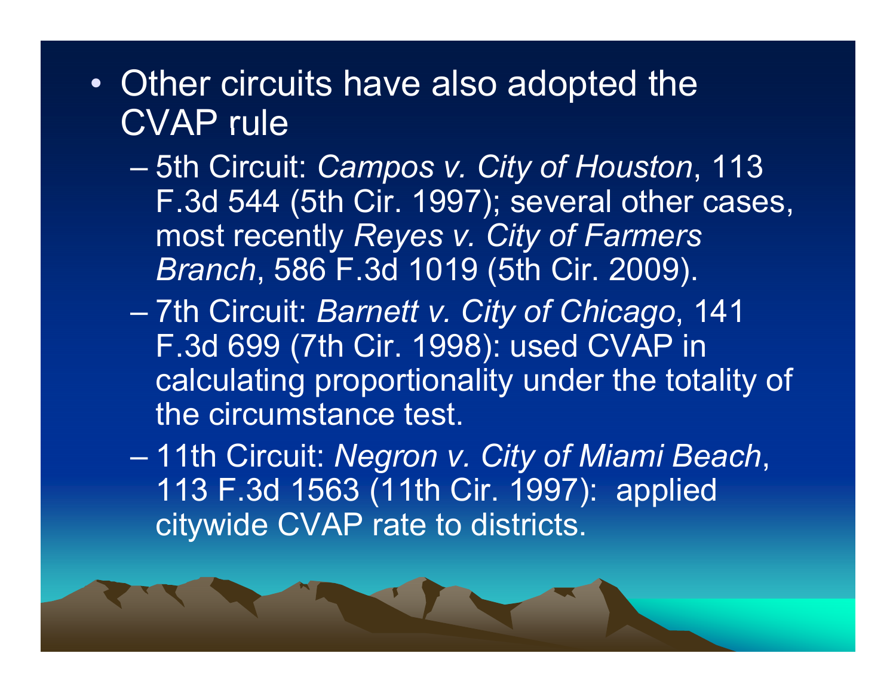- Other circuits have also adopted the CVAP rule
  - 5th Circuit: *Campos v. City of Houston*, 113 F.3d 544 (5th Cir. 1997); several other cases, most recently *Reyes v. City of Farmers Branch*, 586 F.3d 1019 (5th Cir. 2009).
  - 7th Circuit: *Barnett v. City of Chicago*, 141 F.3d 699 (7th Cir. 1998): used CVAP in calculating proportionality under the totality of the circumstance test.
  - 11th Circuit: *Negron v. City of Miami Beach*, 113 F.3d 1563 (11th Cir. 1997): applied citywide CVAP rate to districts.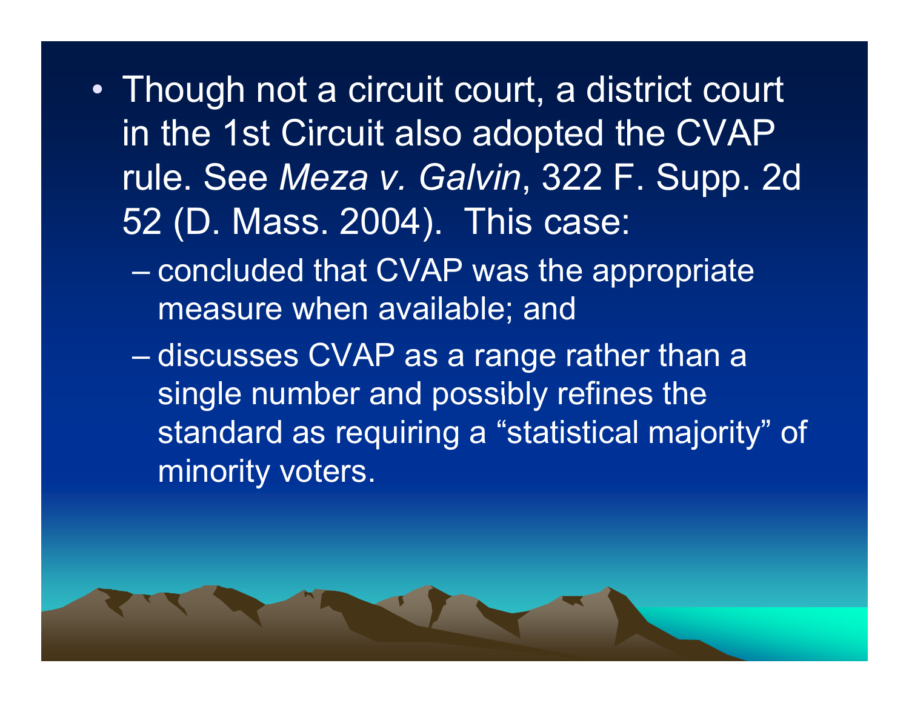- Though not a circuit court, a district court in the 1st Circuit also adopted the CVAP rule. See *Meza v. Galvin*, 322 F. Supp. 2d 52 (D. Mass. 2004). This case:
  - concluded that CVAP was the appropriate measure when available; and
  - discusses CVAP as a range rather than a single number and possibly refines the standard as requiring a "statistical majority" of minority voters.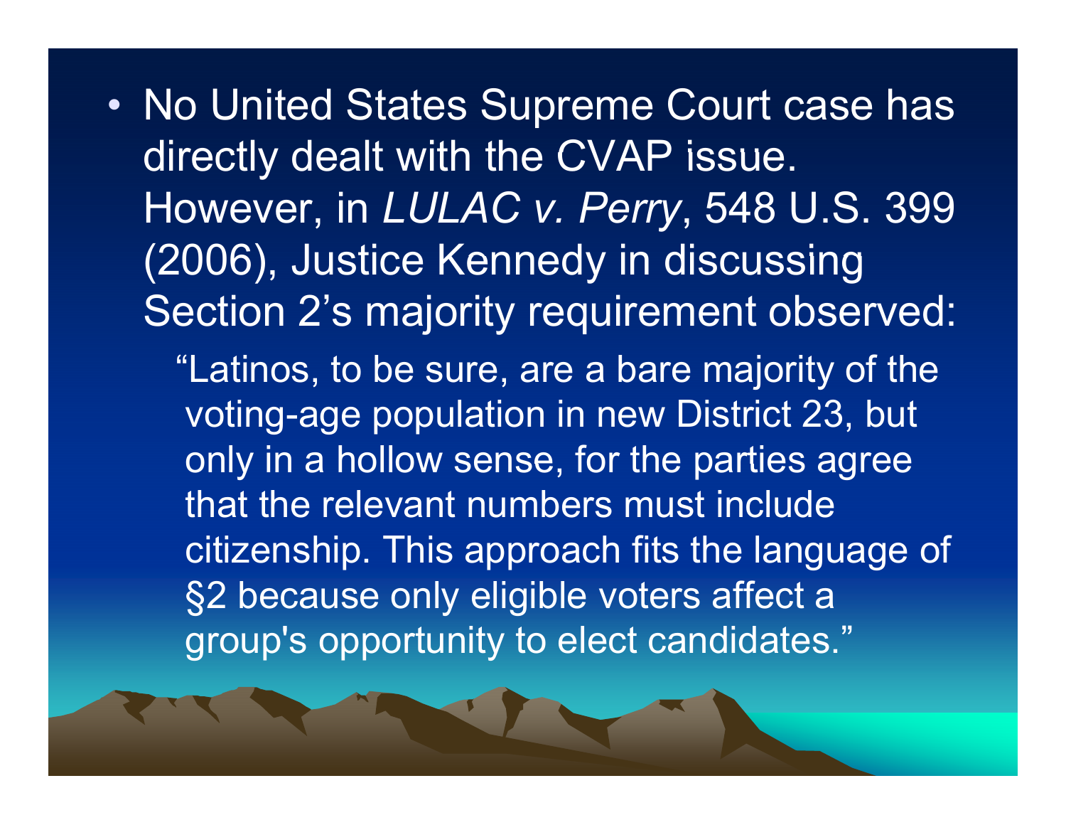- No United States Supreme Court case has directly dealt with the CVAP issue. However, in *LULAC v. Perry*, 548 U.S. 399 (2006), Justice Kennedy in discussing Section 2's majority requirement observed:

  > "Latinos, to be sure, are a bare majority of the voting-age population in new District 23, but only in a hollow sense, for the parties agree that the relevant numbers must include citizenship. This approach fits the language of §2 because only eligible voters affect a group's opportunity to elect candidates."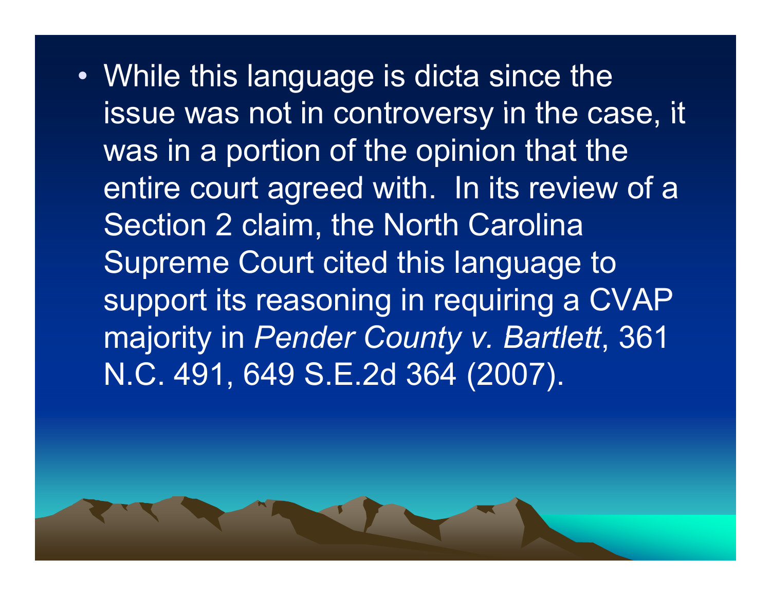- While this language is dicta since the issue was not in controversy in the case, it was in a portion of the opinion that the entire court agreed with.  In its review of a Section 2 claim, the North Carolina Supreme Court cited this language to support its reasoning in requiring a CVAP majority in *Pender County v. Bartlett*, 361 N.C. 491, 649 S.E.2d 364 (2007).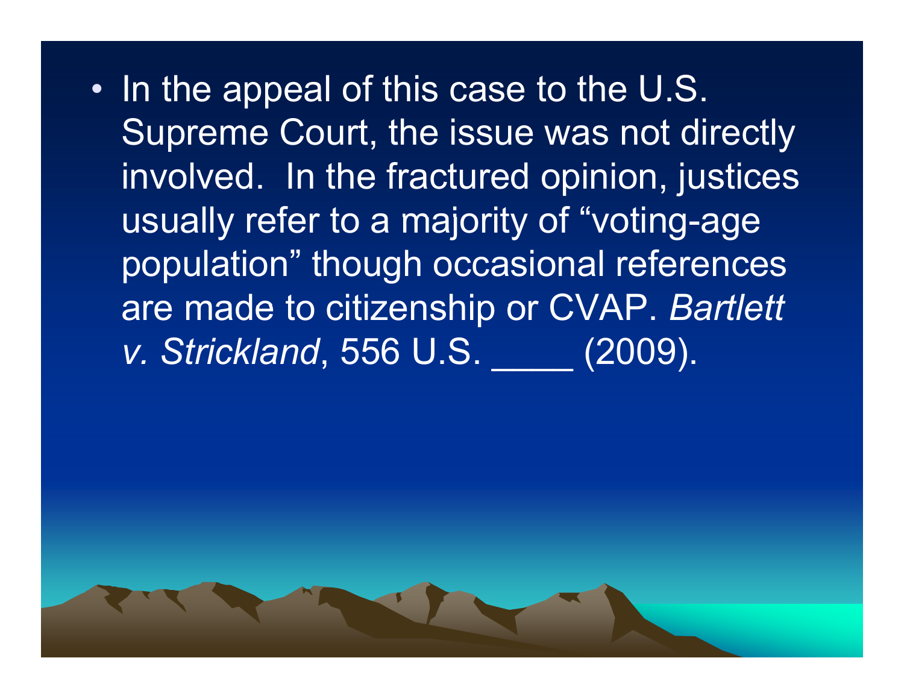- In the appeal of this case to the U.S. Supreme Court, the issue was not directly involved. In the fractured opinion, justices usually refer to a majority of "voting-age population" though occasional references are made to citizenship or CVAP. *Bartlett v. Strickland*, 556 U.S. ____ (2009).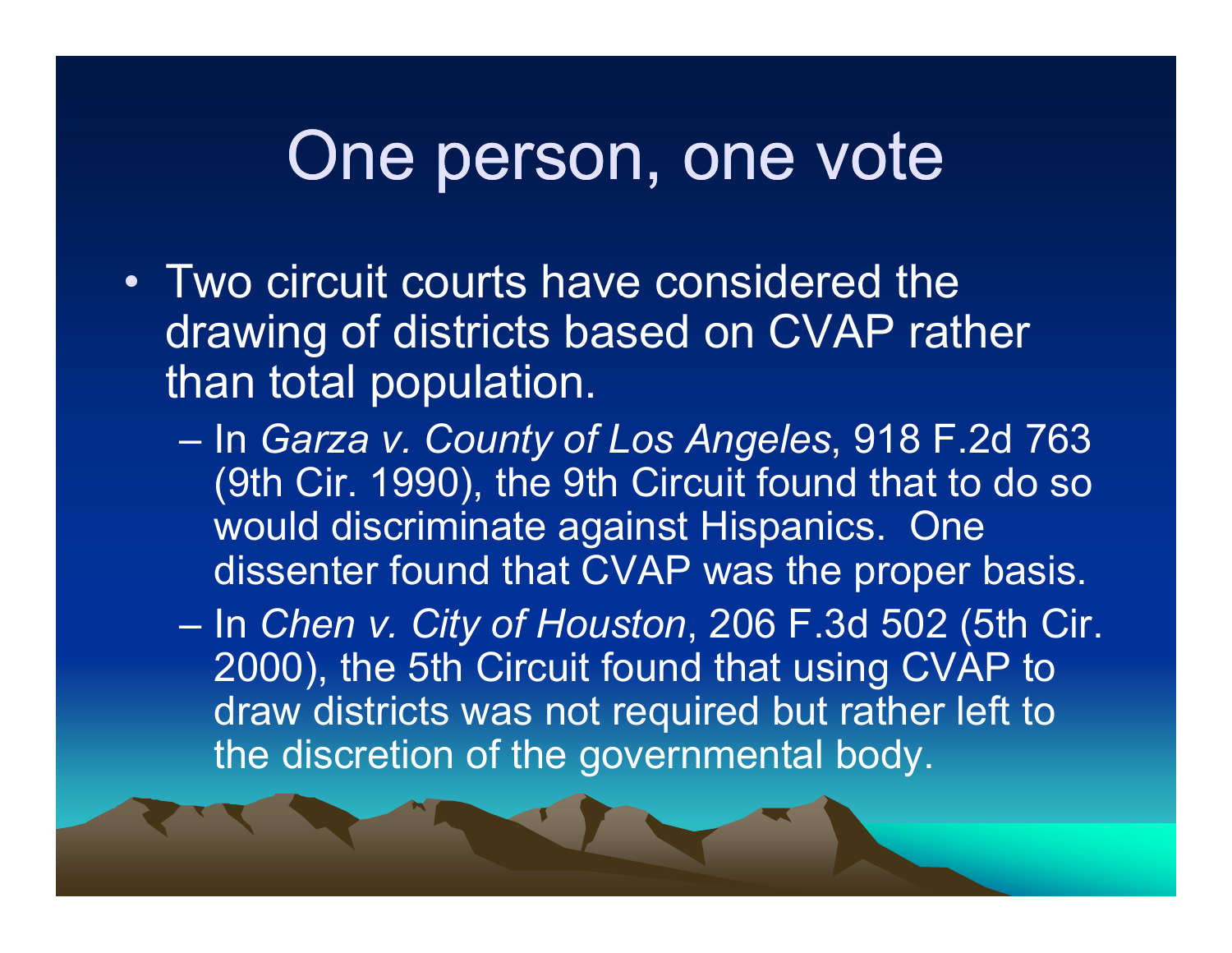# One person, one vote

- Two circuit courts have considered the drawing of districts based on CVAP rather than total population.
  - In *Garza v. County of Los Angeles*, 918 F.2d 763 (9th Cir. 1990), the 9th Circuit found that to do so would discriminate against Hispanics. One dissenter found that CVAP was the proper basis.
  - In *Chen v. City of Houston*, 206 F.3d 502 (5th Cir. 2000), the 5th Circuit found that using CVAP to draw districts was not required but rather left to the discretion of the governmental body.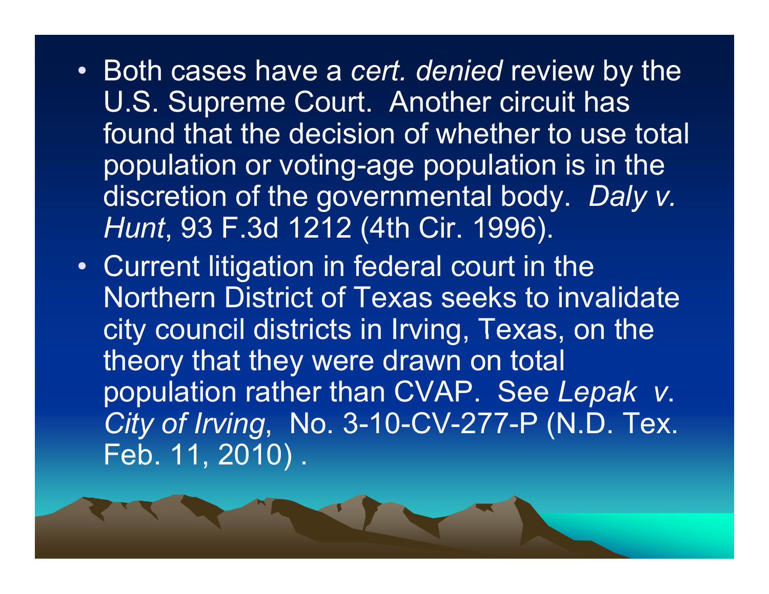- Both cases have a *cert. denied* review by the U.S. Supreme Court. Another circuit has found that the decision of whether to use total population or voting-age population is in the discretion of the governmental body. *Daly v. Hunt*, 93 F.3d 1212 (4th Cir. 1996).
- Current litigation in federal court in the Northern District of Texas seeks to invalidate city council districts in Irving, Texas, on the theory that they were drawn on total population rather than CVAP. See *Lepak v. City of Irving*, No. 3-10-CV-277-P (N.D. Tex. Feb. 11, 2010) .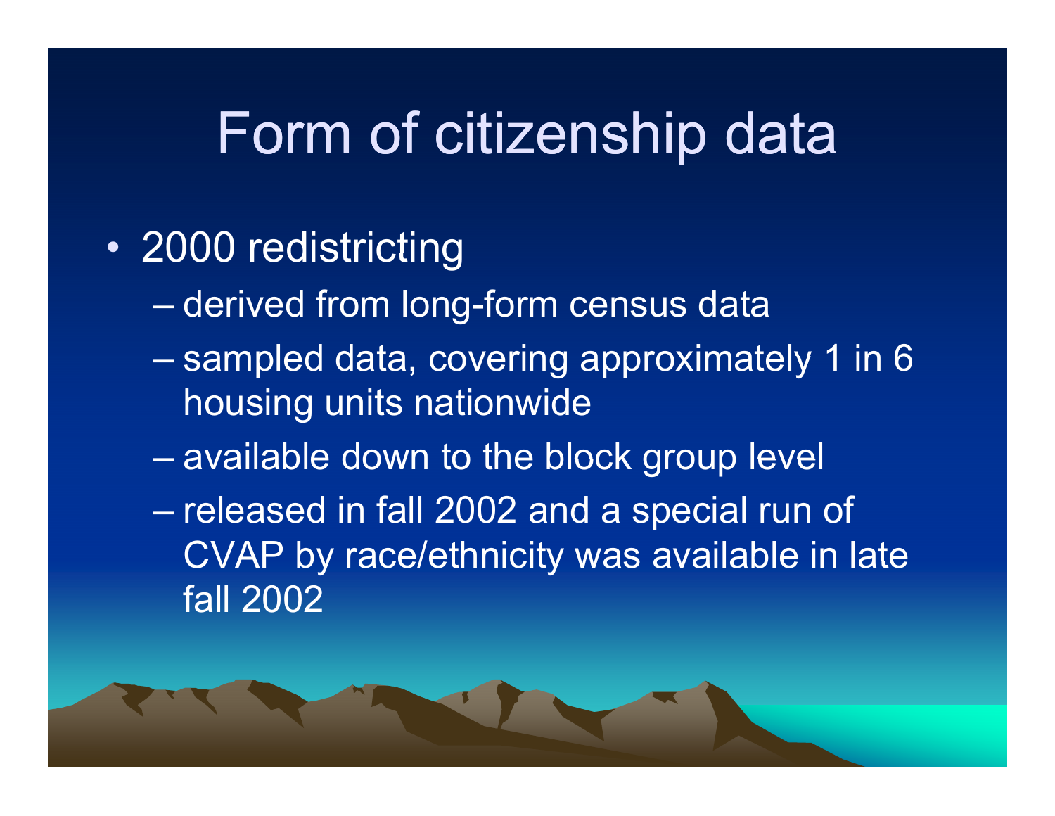# Form of citizenship data

- 2000 redistricting
  - derived from long-form census data
  - sampled data, covering approximately 1 in 6 housing units nationwide
  - available down to the block group level
  - released in fall 2002 and a special run of CVAP by race/ethnicity was available in late fall 2002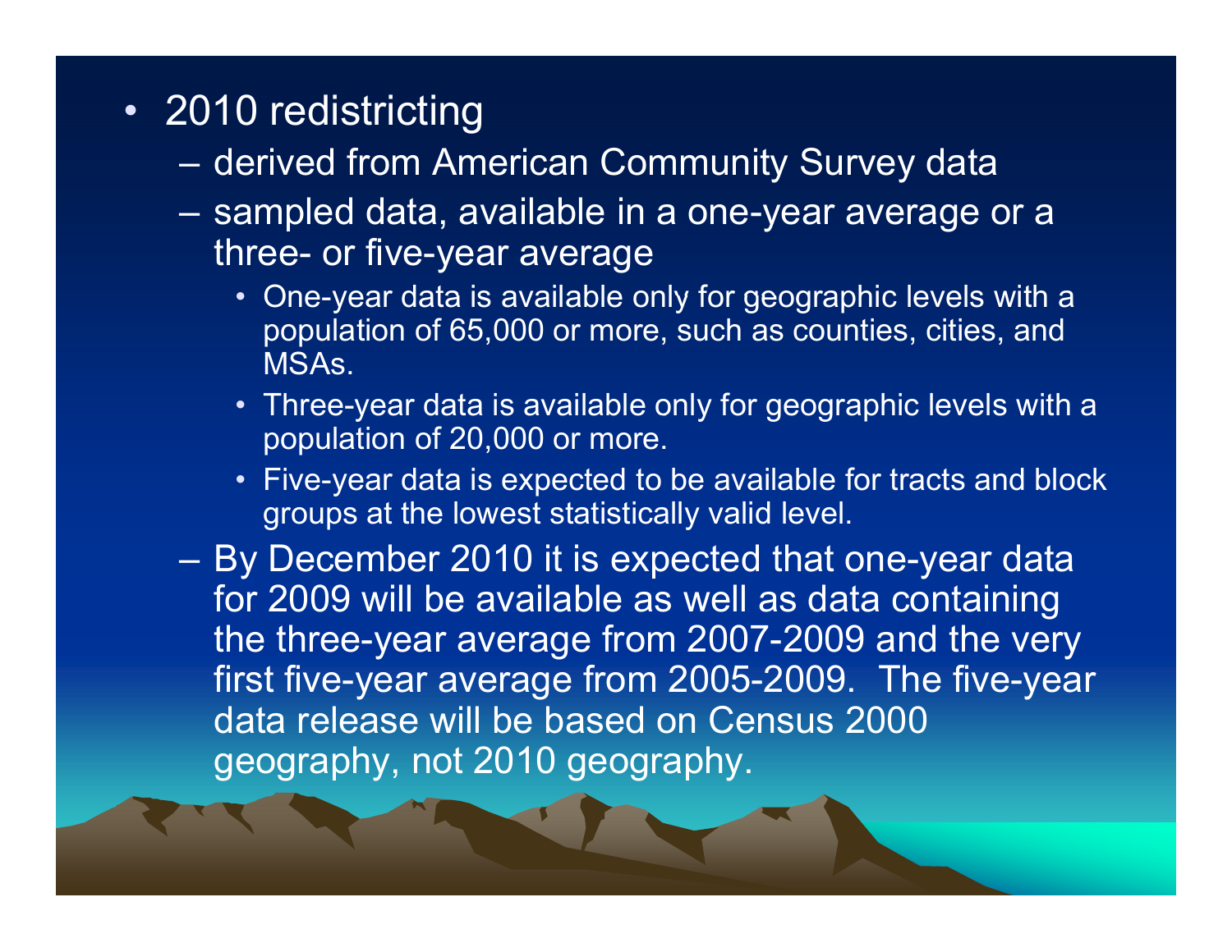- 2010 redistricting
  - derived from American Community Survey data
  - sampled data, available in a one-year average or a three- or five-year average
    - One-year data is available only for geographic levels with a population of 65,000 or more, such as counties, cities, and MSAs.
    - Three-year data is available only for geographic levels with a population of 20,000 or more.
    - Five-year data is expected to be available for tracts and block groups at the lowest statistically valid level.
  - By December 2010 it is expected that one-year data for 2009 will be available as well as data containing the three-year average from 2007-2009 and the very first five-year average from 2005-2009. The five-year data release will be based on Census 2000 geography, not 2010 geography.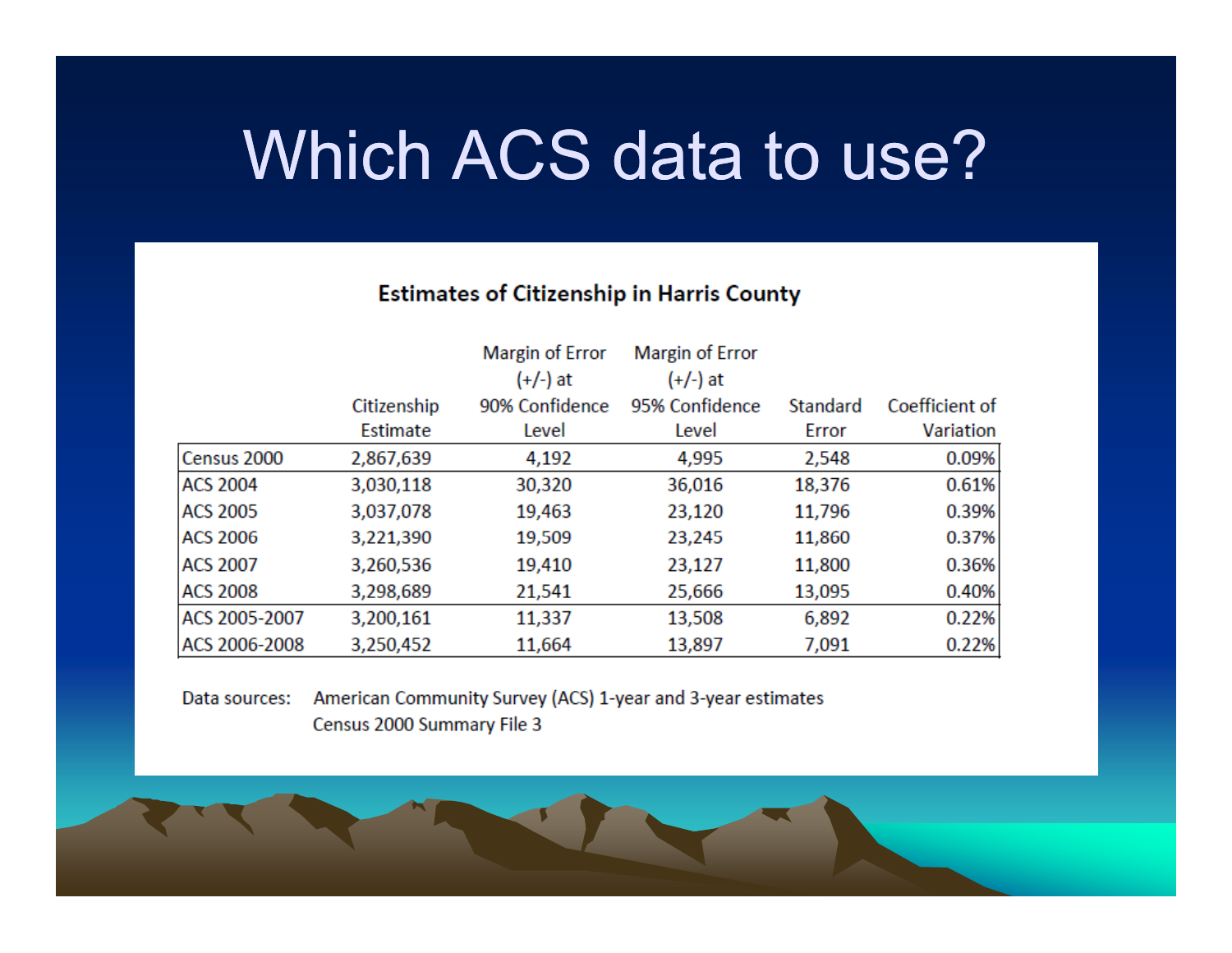# Which ACS data to use?

**Estimates of Citizenship in Harris County**

| | Citizenship Estimate | Margin of Error (+/-) at 90% Confidence Level | Margin of Error (+/-) at 95% Confidence Level | Standard Error | Coefficient of Variation |
|---|---|---|---|---|---|
| Census 2000 | 2,867,639 | 4,192 | 4,995 | 2,548 | 0.09% |
| ACS 2004 | 3,030,118 | 30,320 | 36,016 | 18,376 | 0.61% |
| ACS 2005 | 3,037,078 | 19,463 | 23,120 | 11,796 | 0.39% |
| ACS 2006 | 3,221,390 | 19,509 | 23,245 | 11,860 | 0.37% |
| ACS 2007 | 3,260,536 | 19,410 | 23,127 | 11,800 | 0.36% |
| ACS 2008 | 3,298,689 | 21,541 | 25,666 | 13,095 | 0.40% |
| ACS 2005-2007 | 3,200,161 | 11,337 | 13,508 | 6,892 | 0.22% |
| ACS 2006-2008 | 3,250,452 | 11,664 | 13,897 | 7,091 | 0.22% |

Data sources: American Community Survey (ACS) 1-year and 3-year estimates
Census 2000 Summary File 3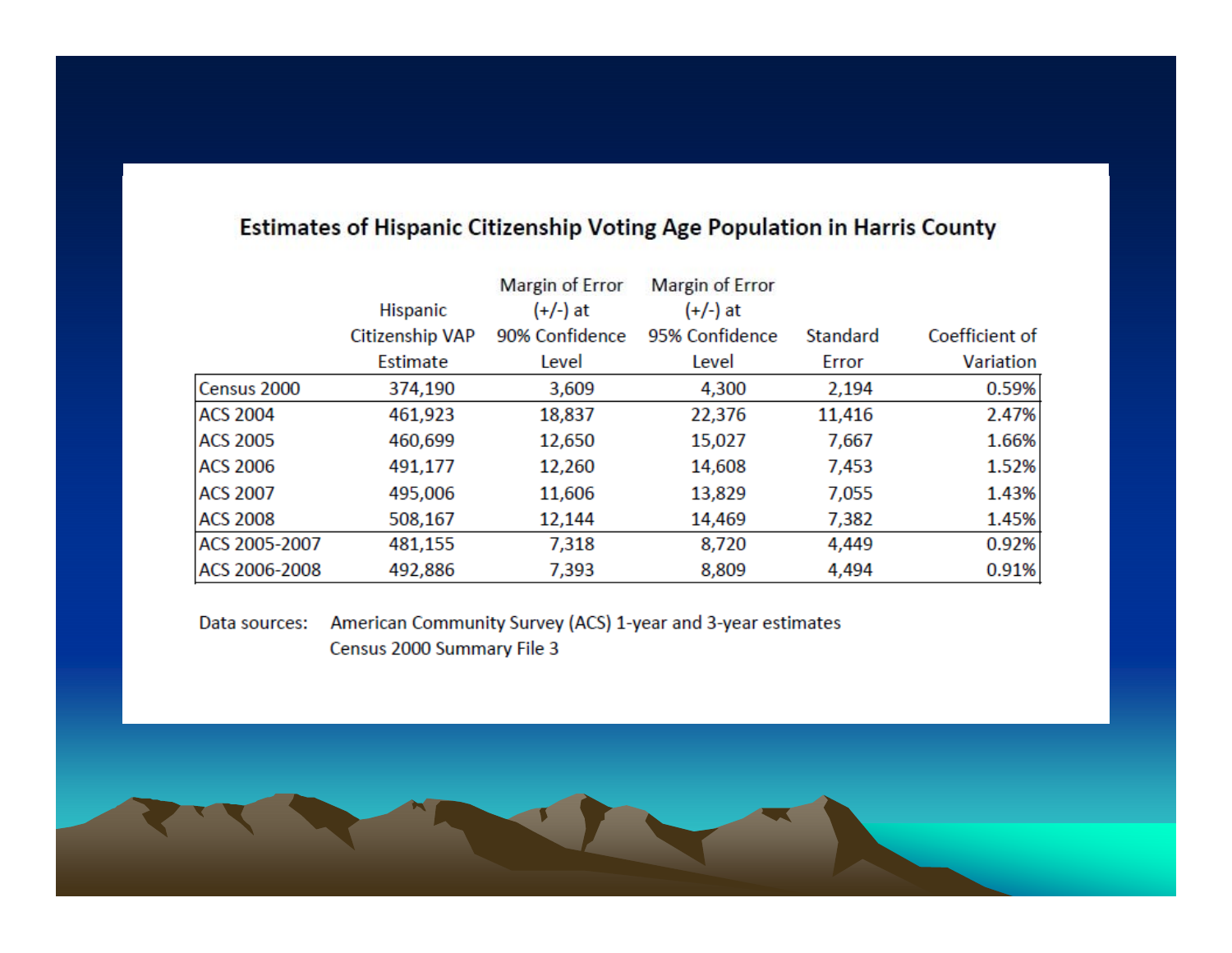## Estimates of Hispanic Citizenship Voting Age Population in Harris County

| | Hispanic Citizenship VAP Estimate | Margin of Error (+/-) at 90% Confidence Level | Margin of Error (+/-) at 95% Confidence Level | Standard Error | Coefficient of Variation |
|---|---|---|---|---|---|
| Census 2000 | 374,190 | 3,609 | 4,300 | 2,194 | 0.59% |
| ACS 2004 | 461,923 | 18,837 | 22,376 | 11,416 | 2.47% |
| ACS 2005 | 460,699 | 12,650 | 15,027 | 7,667 | 1.66% |
| ACS 2006 | 491,177 | 12,260 | 14,608 | 7,453 | 1.52% |
| ACS 2007 | 495,006 | 11,606 | 13,829 | 7,055 | 1.43% |
| ACS 2008 | 508,167 | 12,144 | 14,469 | 7,382 | 1.45% |
| ACS 2005-2007 | 481,155 | 7,318 | 8,720 | 4,449 | 0.92% |
| ACS 2006-2008 | 492,886 | 7,393 | 8,809 | 4,494 | 0.91% |

Data sources: American Community Survey (ACS) 1-year and 3-year estimates
Census 2000 Summary File 3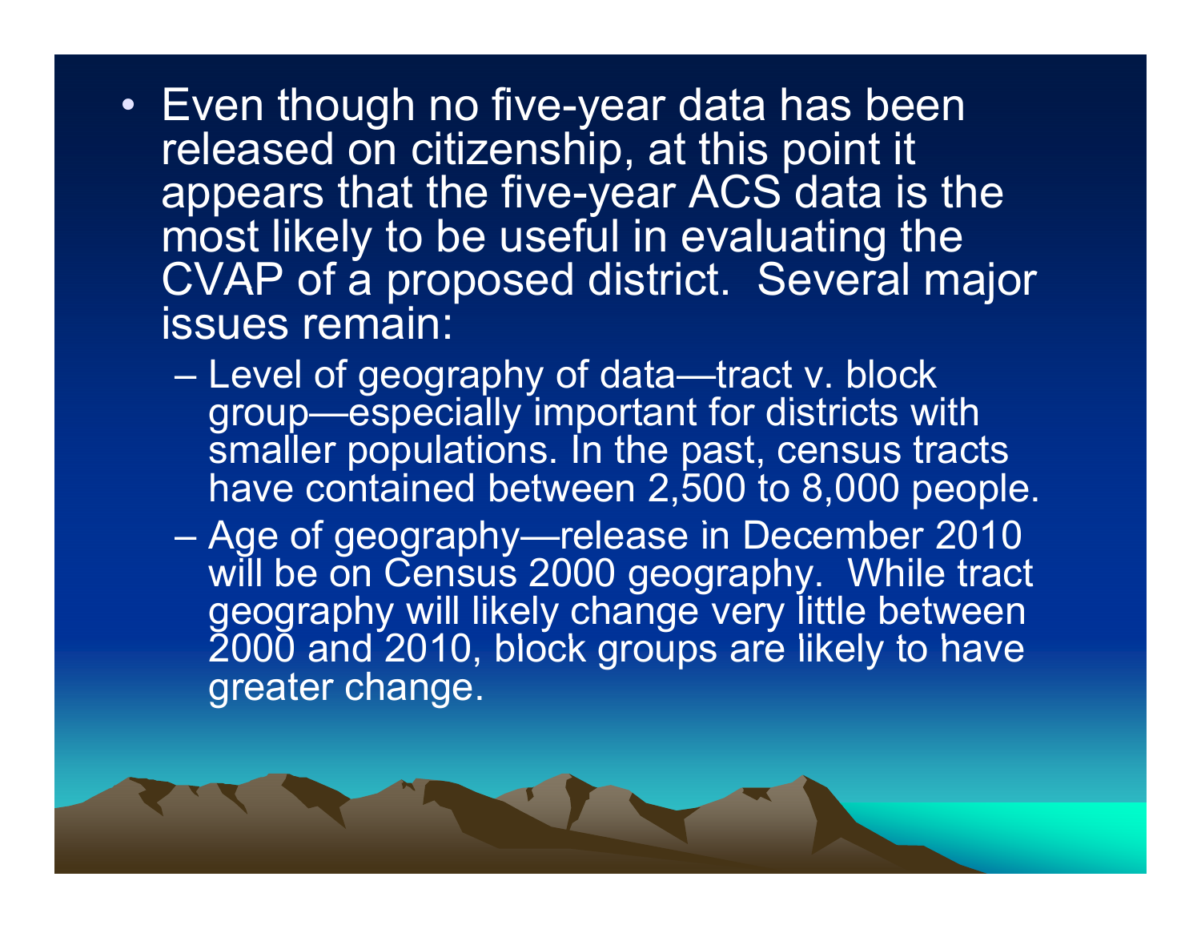- Even though no five-year data has been released on citizenship, at this point it appears that the five-year ACS data is the most likely to be useful in evaluating the CVAP of a proposed district. Several major issues remain:
  - Level of geography of data—tract v. block group—especially important for districts with smaller populations. In the past, census tracts have contained between 2,500 to 8,000 people.
  - Age of geography—release in December 2010 will be on Census 2000 geography. While tract geography will likely change very little between 2000 and 2010, block groups are likely to have greater change.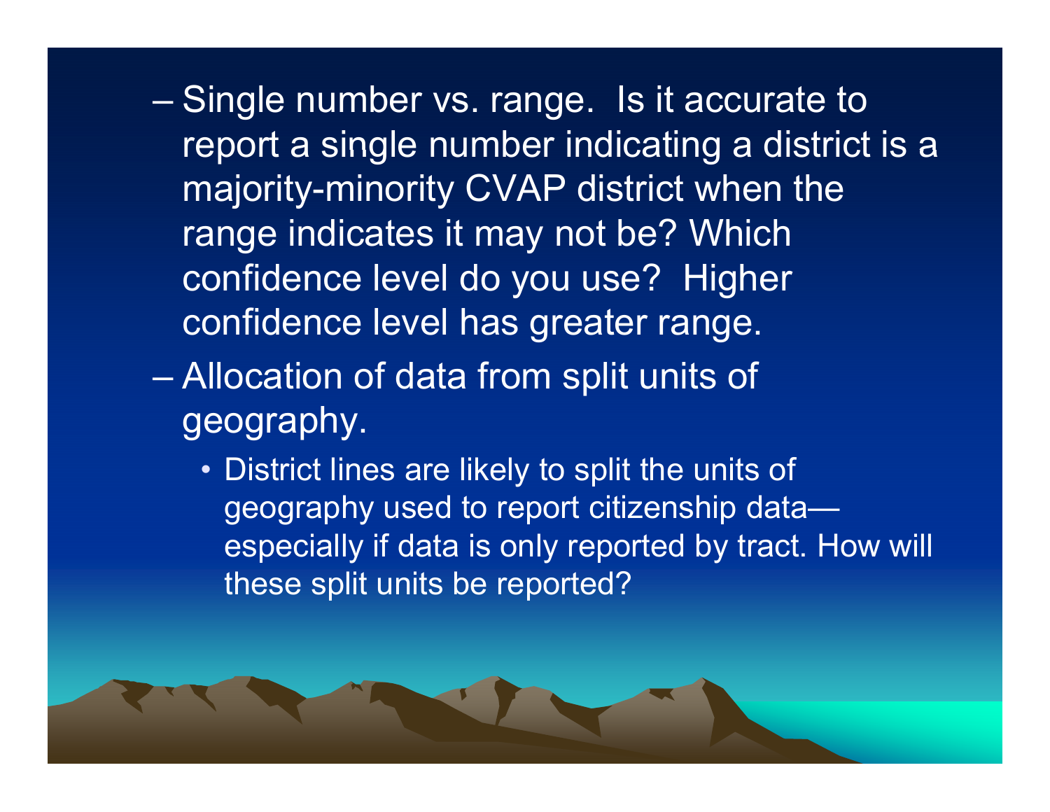- Single number vs. range. Is it accurate to report a single number indicating a district is a majority-minority CVAP district when the range indicates it may not be? Which confidence level do you use? Higher confidence level has greater range.
- Allocation of data from split units of geography.
  - District lines are likely to split the units of geography used to report citizenship data—especially if data is only reported by tract. How will these split units be reported?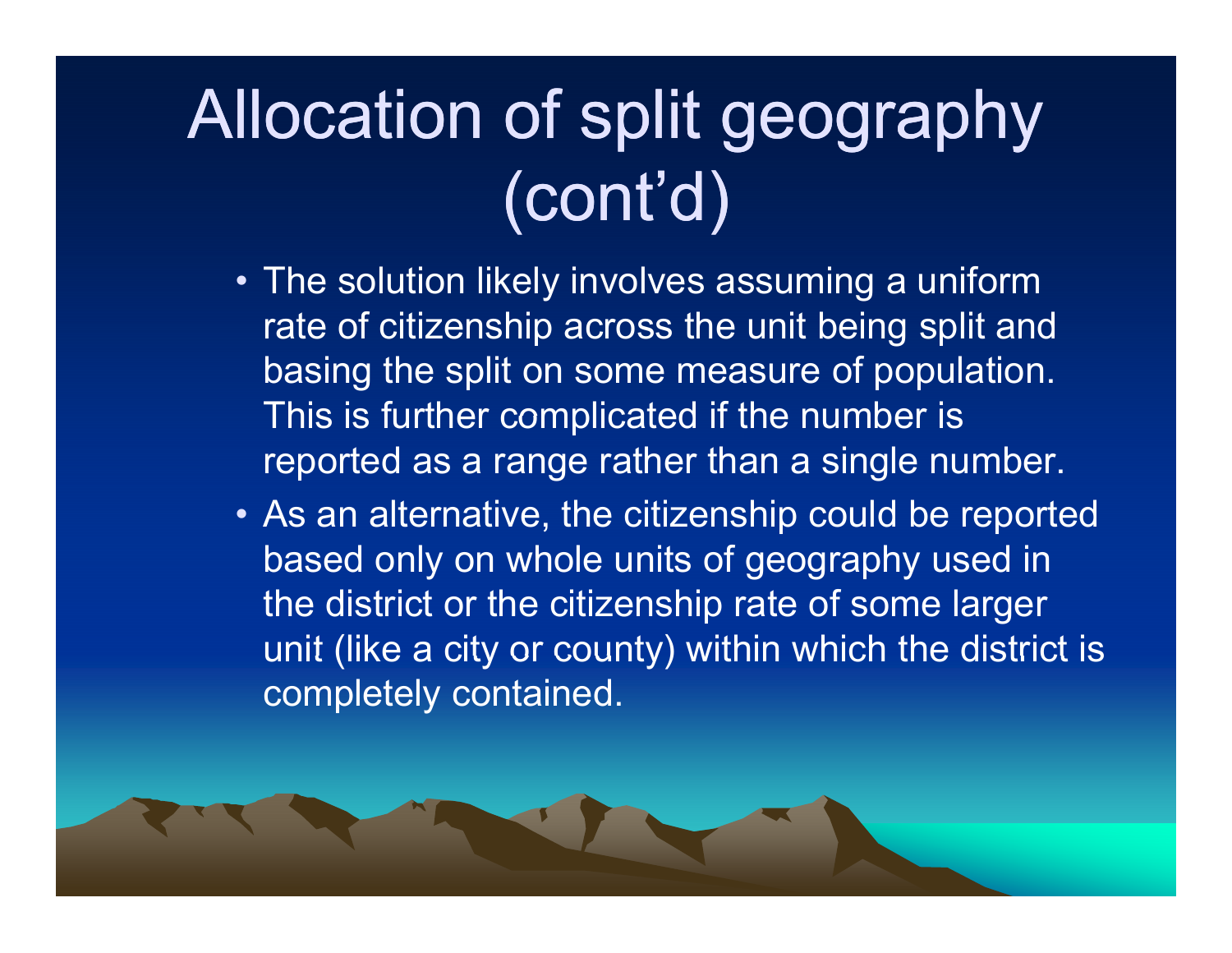# Allocation of split geography (cont'd)

- The solution likely involves assuming a uniform rate of citizenship across the unit being split and basing the split on some measure of population. This is further complicated if the number is reported as a range rather than a single number.
- As an alternative, the citizenship could be reported based only on whole units of geography used in the district or the citizenship rate of some larger unit (like a city or county) within which the district is completely contained.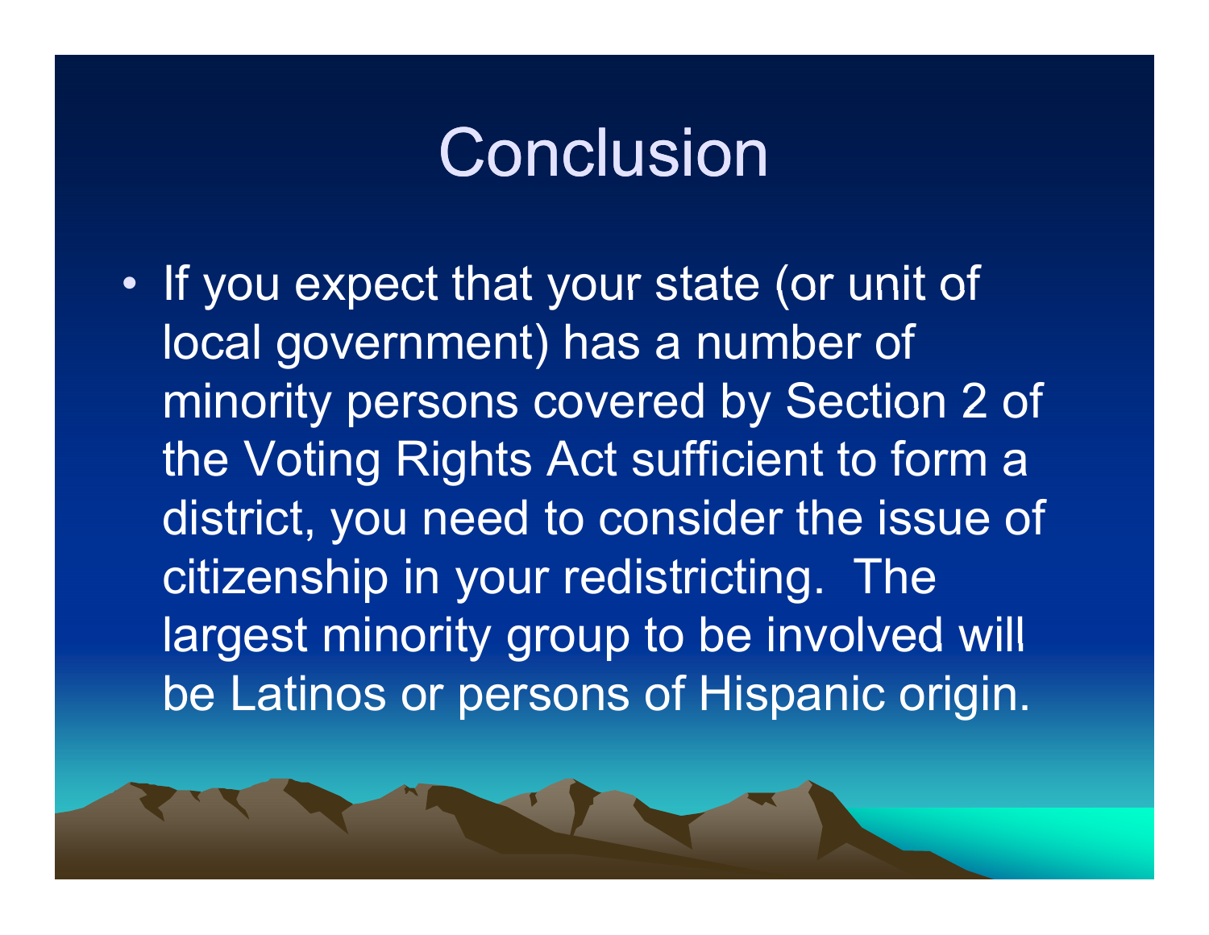# Conclusion

- If you expect that your state (or unit of local government) has a number of minority persons covered by Section 2 of the Voting Rights Act sufficient to form a district, you need to consider the issue of citizenship in your redistricting. The largest minority group to be involved will be Latinos or persons of Hispanic origin.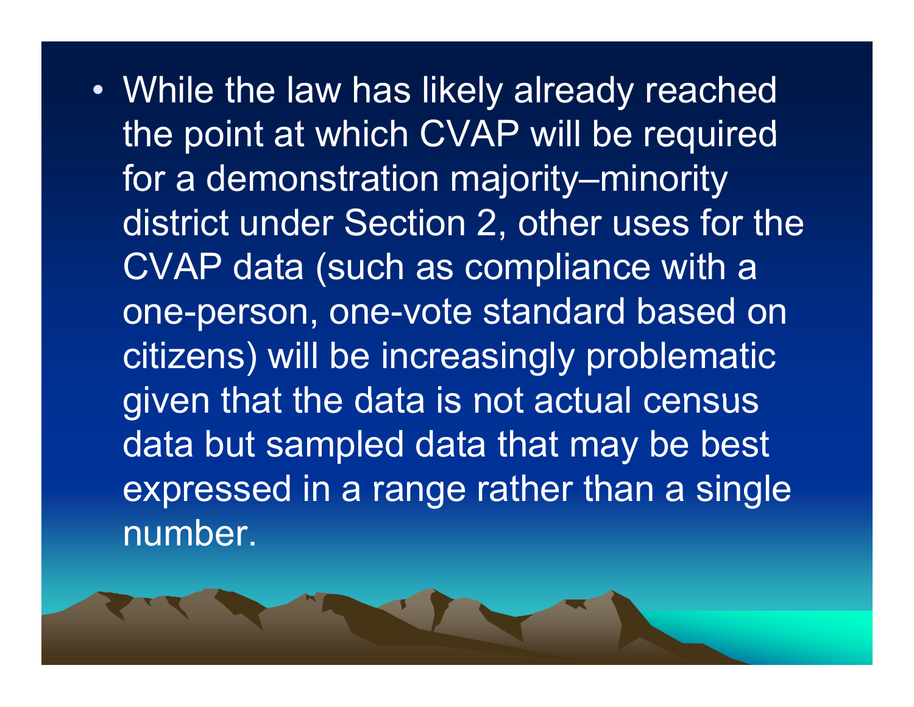- While the law has likely already reached the point at which CVAP will be required for a demonstration majority–minority district under Section 2, other uses for the CVAP data (such as compliance with a one-person, one-vote standard based on citizens) will be increasingly problematic given that the data is not actual census data but sampled data that may be best expressed in a range rather than a single number.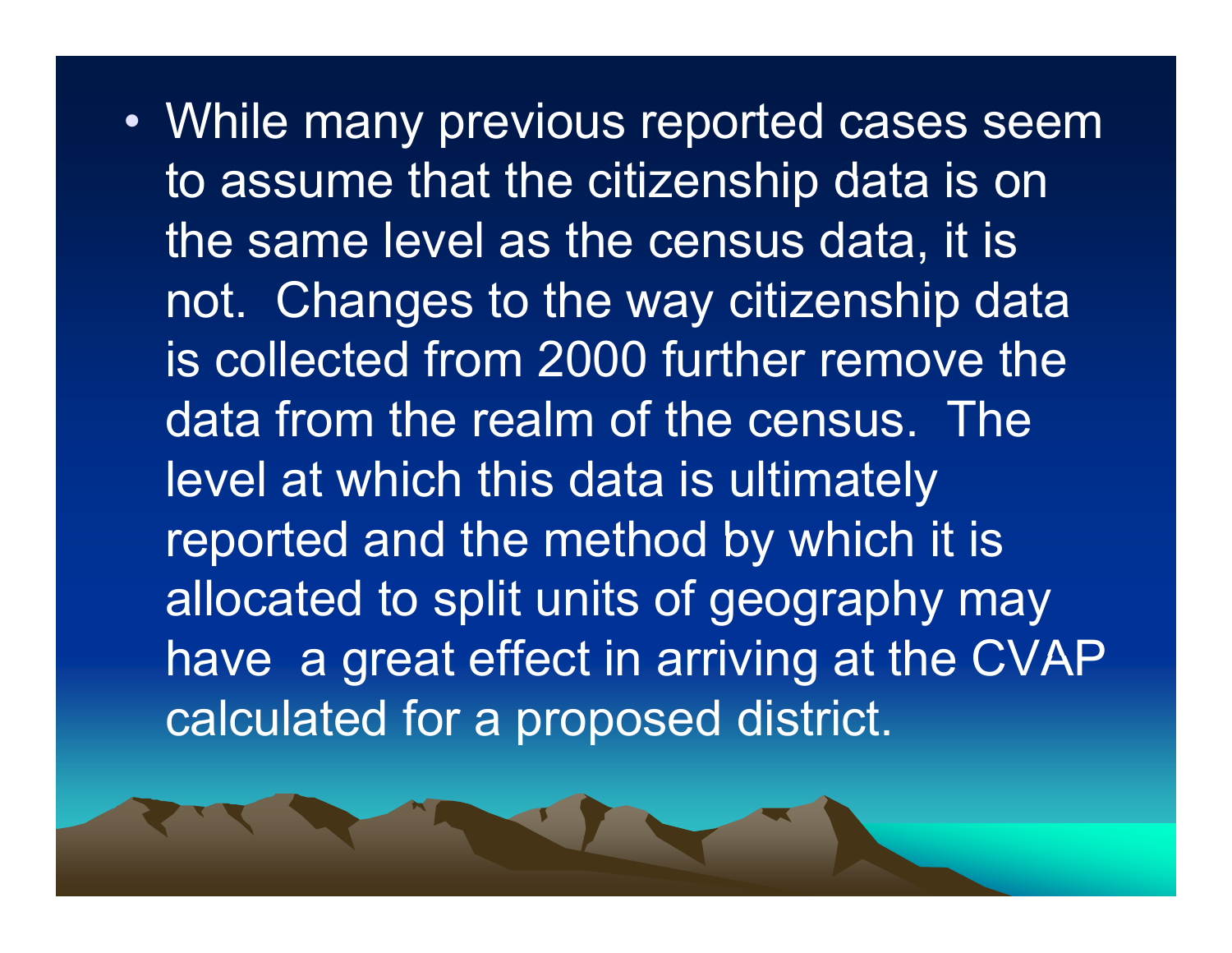- While many previous reported cases seem to assume that the citizenship data is on the same level as the census data, it is not. Changes to the way citizenship data is collected from 2000 further remove the data from the realm of the census. The level at which this data is ultimately reported and the method by which it is allocated to split units of geography may have a great effect in arriving at the CVAP calculated for a proposed district.